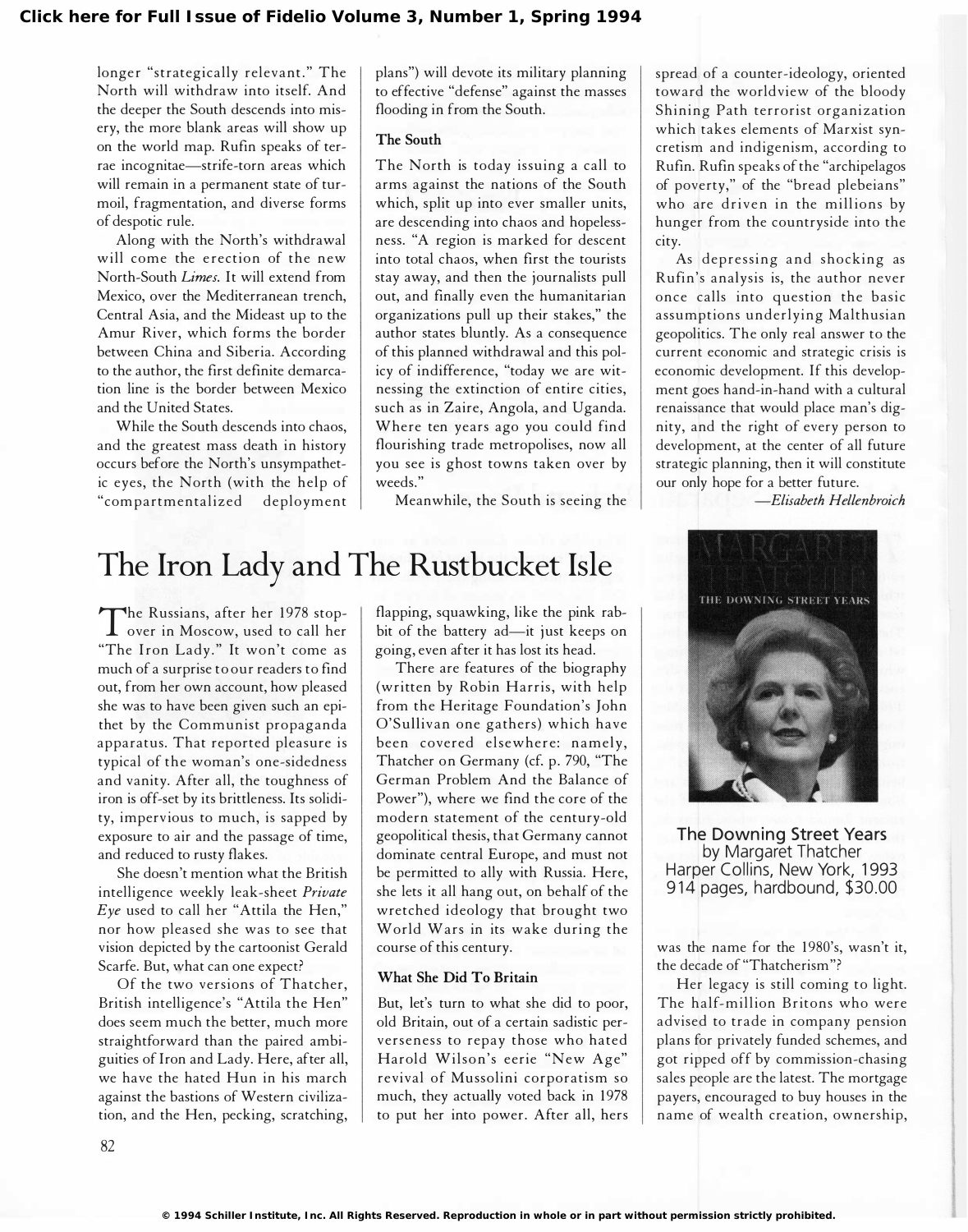longer "strategically relevant." The North will withdraw into itself. And the deeper the South descends into misery, the more blank areas will show up on the world map. Rufin speaks of terrae incognitae—strife-torn areas which will remain in a permanent state of turmoil, fragmentation, and diverse forms of despotic rule.

Along with the North's withdrawal will come the erection of the new North-South *Limes*. It will extend from Mexico, over the Mediterranean trench, Central Asia, and the Mideast up to the Amur River, which forms the border between China and Siberia. According to the author, the first definite demarcation line is the border between Mexico and the United States.

While the South descends into chaos, and the greatest mass death in history occurs before the North's unsympathetic eyes, the North (with the help of "compartmentalized deployment plans") will devote its military planning to effective "defense" against the masses flooding in from the South.

### The South

The North is today issuing a call to arms against the nations of the South which, split up into ever smaller units, are descending into chaos and hopelessness. "A region is marked for descent into total chaos, when first the tourists stay away, and then the journalists pull out, and finally even the humanitarian organizations pull up their stakes," the author states bluntly. As a consequence of this planned withdrawal and this policy of indifference, "today we are witnessing the extinction of entire cities, such as in Zaire, Angola, and Uganda. Where ten years ago you could find flourishing trade metropolises, now all you see is ghost towns taken over by weeds."

Meanwhile, the South is seeing the spread of a counter-ideology, oriented toward the worldview of the bloody Shining Path terrorist organization which takes elements of Marxist syncretism and indigenism, according to Rufin. Rufin speaks of the "archipelagos of poverty," of the "bread plebeians" who are driven in the millions by hunger from the countryside into the city.

As depressing and shocking as Rufin's analysis is, the author never once calls into question the basic assumptions underlying Malthusian geopolitics. The only real answer to the current economic and strategic crisis is economic development. If this development goes hand-in-hand with a cultural renaissance that would place man's dignity, and the right of every person to development, at the center of all future strategic planning, then it will constitute our only hope for a better future.

—*Elisabeth Hellenbroich*

# The Iron Lady and The Rustbucket Isle

**The Downing Street Years**
by Margaret Thatcher
Harper Collins, New York, 1993
914 pages, hardbound, $30.00

The Russians, after her 1978 stopover in Moscow, used to call her "The Iron Lady." It won't come as much of a surprise to our readers to find out, from her own account, how pleased she was to have been given such an epithet by the Communist propaganda apparatus. That reported pleasure is typical of the woman's one-sidedness and vanity. After all, the toughness of iron is off-set by its brittleness. Its solidity, impervious to much, is sapped by exposure to air and the passage of time, and reduced to rusty flakes.

She doesn't mention what the British intelligence weekly leak-sheet *Private Eye* used to call her "Attila the Hen," nor how pleased she was to see that vision depicted by the cartoonist Gerald Scarfe. But, what can one expect?

Of the two versions of Thatcher, British intelligence's "Attila the Hen" does seem much the better, much more straightforward than the paired ambiguities of Iron and Lady. Here, after all, we have the hated Hun in his march against the bastions of Western civilization, and the Hen, pecking, scratching, flapping, squawking, like the pink rabbit of the battery ad—it just keeps on going, even after it has lost its head.

There are features of the biography (written by Robin Harris, with help from the Heritage Foundation's John O'Sullivan one gathers) which have been covered elsewhere: namely, Thatcher on Germany (cf. p. 790, "The German Problem And the Balance of Power"), where we find the core of the modern statement of the century-old geopolitical thesis, that Germany cannot dominate central Europe, and must not be permitted to ally with Russia. Here, she lets it all hang out, on behalf of the wretched ideology that brought two World Wars in its wake during the course of this century.

### What She Did To Britain

But, let's turn to what she did to poor, old Britain, out of a certain sadistic perverseness to repay those who hated Harold Wilson's eerie "New Age" revival of Mussolini corporatism so much, they actually voted back in 1978 to put her into power. After all, hers was the name for the 1980's, wasn't it, the decade of "Thatcherism"?

Her legacy is still coming to light. The half-million Britons who were advised to trade in company pension plans for privately funded schemes, and got ripped off by commission-chasing sales people are the latest. The mortgage payers, encouraged to buy houses in the name of wealth creation, ownership,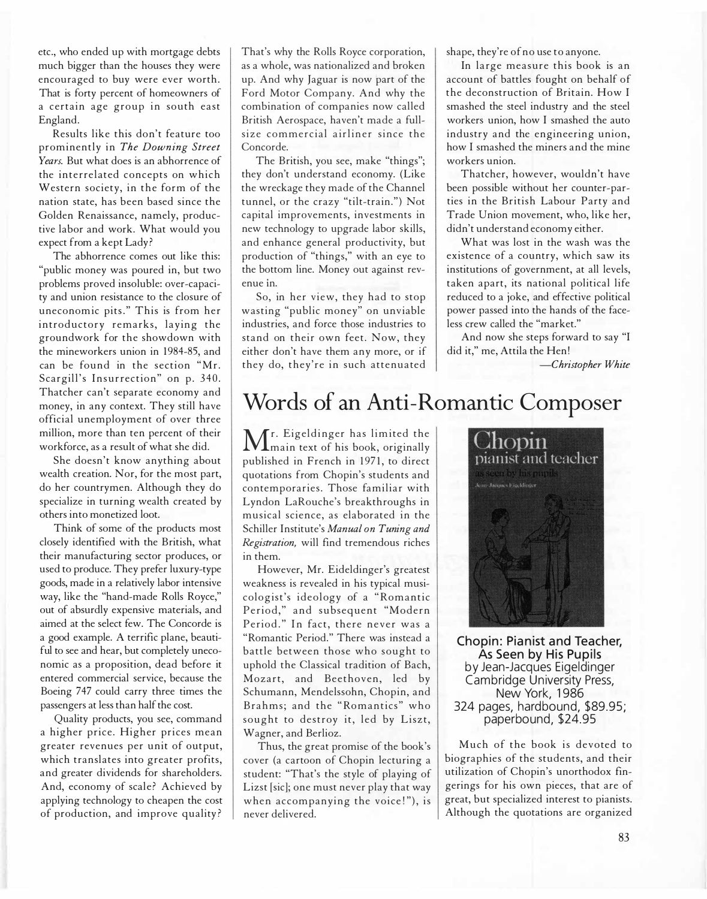etc., who ended up with mortgage debts much bigger than the houses they were encouraged to buy were ever worth. That is forty percent of homeowners of a certain age group in south east England.

Results like this don't feature too prominently in *The Downing Street Years*. But what does is an abhorrence of the interrelated concepts on which Western society, in the form of the nation state, has been based since the Golden Renaissance, namely, productive labor and work. What would you expect from a kept Lady?

The abhorrence comes out like this: "public money was poured in, but two problems proved insoluble: over-capacity and union resistance to the closure of uneconomic pits." This is from her introductory remarks, laying the groundwork for the showdown with the mineworkers union in 1984-85, and can be found in the section "Mr. Scargill's Insurrection" on p. 340. Thatcher can't separate economy and money, in any context. They still have official unemployment of over three million, more than ten percent of their workforce, as a result of what she did.

She doesn't know anything about wealth creation. Nor, for the most part, do her countrymen. Although they do specialize in turning wealth created by others into monetized loot.

Think of some of the products most closely identified with the British, what their manufacturing sector produces, or used to produce. They prefer luxury-type goods, made in a relatively labor intensive way, like the "hand-made Rolls Royce," out of absurdly expensive materials, and aimed at the select few. The Concorde is a good example. A terrific plane, beautiful to see and hear, but completely uneconomic as a proposition, dead before it entered commercial service, because the Boeing 747 could carry three times the passengers at less than half the cost.

Quality products, you see, command a higher price. Higher prices mean greater revenues per unit of output, which translates into greater profits, and greater dividends for shareholders. And, economy of scale? Achieved by applying technology to cheapen the cost of production, and improve quality? That's why the Rolls Royce corporation, as a whole, was nationalized and broken up. And why Jaguar is now part of the Ford Motor Company. And why the combination of companies now called British Aerospace, haven't made a full-size commercial airliner since the Concorde.

The British, you see, make "things"; they don't understand economy. (Like the wreckage they made of the Channel tunnel, or the crazy "tilt-train.") Not capital improvements, investments in new technology to upgrade labor skills, and enhance general productivity, but production of "things," with an eye to the bottom line. Money out against revenue in.

So, in her view, they had to stop wasting "public money" on unviable industries, and force those industries to stand on their own feet. Now, they either don't have them any more, or if they do, they're in such attenuated shape, they're of no use to anyone.

In large measure this book is an account of battles fought on behalf of the deconstruction of Britain. How I smashed the steel industry and the steel workers union, how I smashed the auto industry and the engineering union, how I smashed the miners and the mine workers union.

Thatcher, however, wouldn't have been possible without her counter-parties in the British Labour Party and Trade Union movement, who, like her, didn't understand economy either.

What was lost in the wash was the existence of a country, which saw its institutions of government, at all levels, taken apart, its national political life reduced to a joke, and effective political power passed into the hands of the faceless crew called the "market."

And now she steps forward to say "I did it," me, Attila the Hen!

—*Christopher White*

# Words of an Anti-Romantic Composer

**Chopin: Pianist and Teacher, As Seen by His Pupils**
by Jean-Jacques Eigeldinger
Cambridge University Press, New York, 1986
324 pages, hardbound, $89.95; paperbound, $24.95

Mr. Eigeldinger has limited the main text of his book, originally published in French in 1971, to direct quotations from Chopin's students and contemporaries. Those familiar with Lyndon LaRouche's breakthroughs in musical science, as elaborated in the Schiller Institute's *Manual on Tuning and Registration,* will find tremendous riches in them.

However, Mr. Eideldinger's greatest weakness is revealed in his typical musicologist's ideology of a "Romantic Period," and subsequent "Modern Period." In fact, there never was a "Romantic Period." There was instead a battle between those who sought to uphold the Classical tradition of Bach, Mozart, and Beethoven, led by Schumann, Mendelssohn, Chopin, and Brahms; and the "Romantics" who sought to destroy it, led by Liszt, Wagner, and Berlioz.

Thus, the great promise of the book's cover (a cartoon of Chopin lecturing a student: "That's the style of playing of Lizst [sic]; one must never play that way when accompanying the voice!"), is never delivered.

Much of the book is devoted to biographies of the students, and their utilization of Chopin's unorthodox fingerings for his own pieces, that are of great, but specialized interest to pianists. Although the quotations are organized